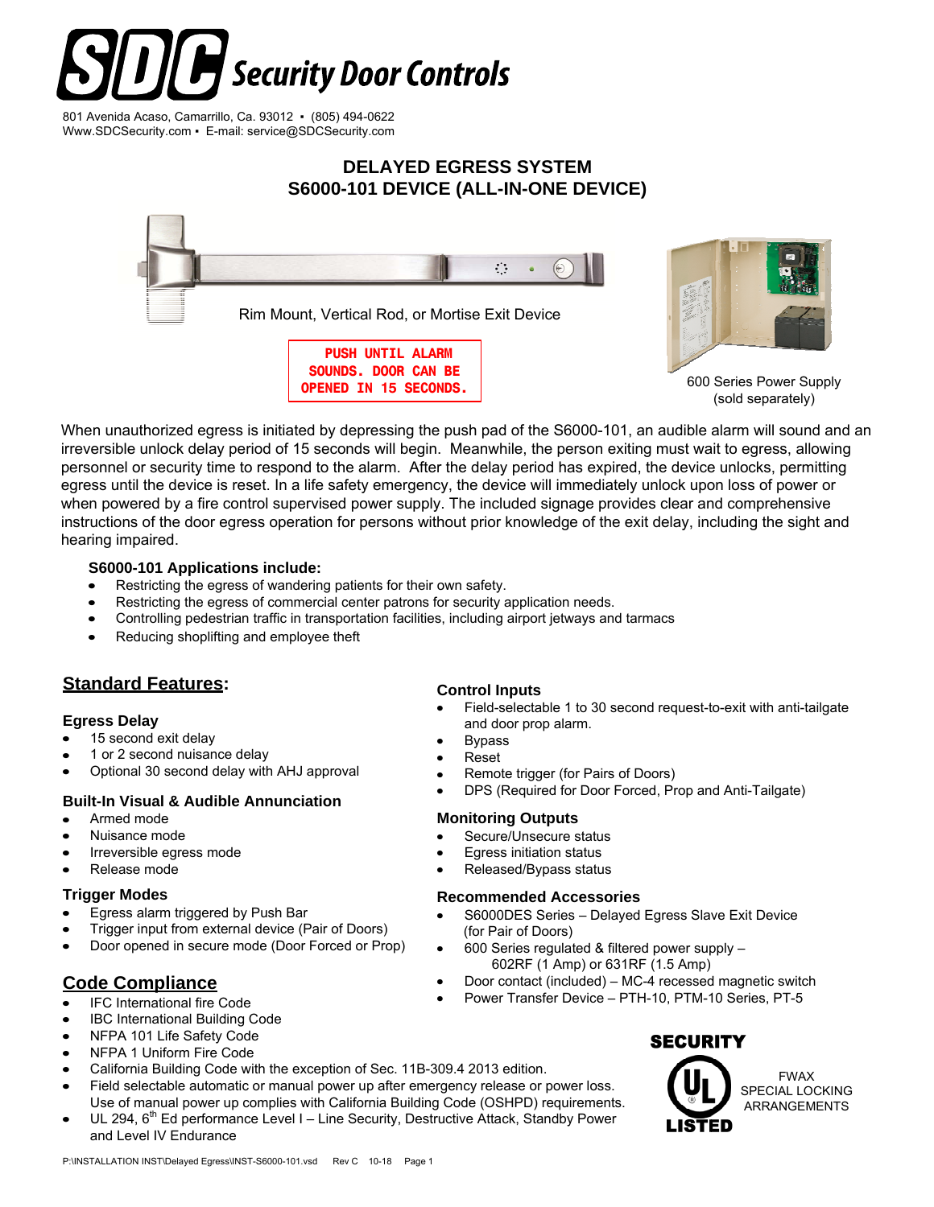# SDC Security Door Controls

801 Avenida Acaso, Camarrillo, Ca. 93012 ▪ (805) 494-0622
Www.SDCSecurity.com ▪ E-mail: service@SDCSecurity.com

## DELAYED EGRESS SYSTEM
## S6000-101 DEVICE (ALL-IN-ONE DEVICE)

Rim Mount, Vertical Rod, or Mortise Exit Device

PUSH UNTIL ALARM SOUNDS. DOOR CAN BE OPENED IN 15 SECONDS.

600 Series Power Supply (sold separately)

When unauthorized egress is initiated by depressing the push pad of the S6000-101, an audible alarm will sound and an irreversible unlock delay period of 15 seconds will begin. Meanwhile, the person exiting must wait to egress, allowing personnel or security time to respond to the alarm. After the delay period has expired, the device unlocks, permitting egress until the device is reset. In a life safety emergency, the device will immediately unlock upon loss of power or when powered by a fire control supervised power supply. The included signage provides clear and comprehensive instructions of the door egress operation for persons without prior knowledge of the exit delay, including the sight and hearing impaired.

### S6000-101 Applications include:

- Restricting the egress of wandering patients for their own safety.
- Restricting the egress of commercial center patrons for security application needs.
- Controlling pedestrian traffic in transportation facilities, including airport jetways and tarmacs
- Reducing shoplifting and employee theft

## Standard Features:

### Egress Delay

- 15 second exit delay
- 1 or 2 second nuisance delay
- Optional 30 second delay with AHJ approval

### Built-In Visual & Audible Annunciation

- Armed mode
- Nuisance mode
- Irreversible egress mode
- Release mode

### Trigger Modes

- Egress alarm triggered by Push Bar
- Trigger input from external device (Pair of Doors)
- Door opened in secure mode (Door Forced or Prop)

### Control Inputs

- Field-selectable 1 to 30 second request-to-exit with anti-tailgate and door prop alarm.
- Bypass
- Reset
- Remote trigger (for Pairs of Doors)
- DPS (Required for Door Forced, Prop and Anti-Tailgate)

### Monitoring Outputs

- Secure/Unsecure status
- Egress initiation status
- Released/Bypass status

### Recommended Accessories

- S6000DES Series – Delayed Egress Slave Exit Device (for Pair of Doors)
- 600 Series regulated & filtered power supply – 602RF (1 Amp) or 631RF (1.5 Amp)
- Door contact (included) – MC-4 recessed magnetic switch
- Power Transfer Device – PTH-10, PTM-10 Series, PT-5

## Code Compliance

- IFC International fire Code
- IBC International Building Code
- NFPA 101 Life Safety Code
- NFPA 1 Uniform Fire Code
- California Building Code with the exception of Sec. 11B-309.4 2013 edition.
- Field selectable automatic or manual power up after emergency release or power loss. Use of manual power up complies with California Building Code (OSHPD) requirements.
- UL 294, 6th Ed performance Level I – Line Security, Destructive Attack, Standby Power and Level IV Endurance

SECURITY UL LISTED — FWAX SPECIAL LOCKING ARRANGEMENTS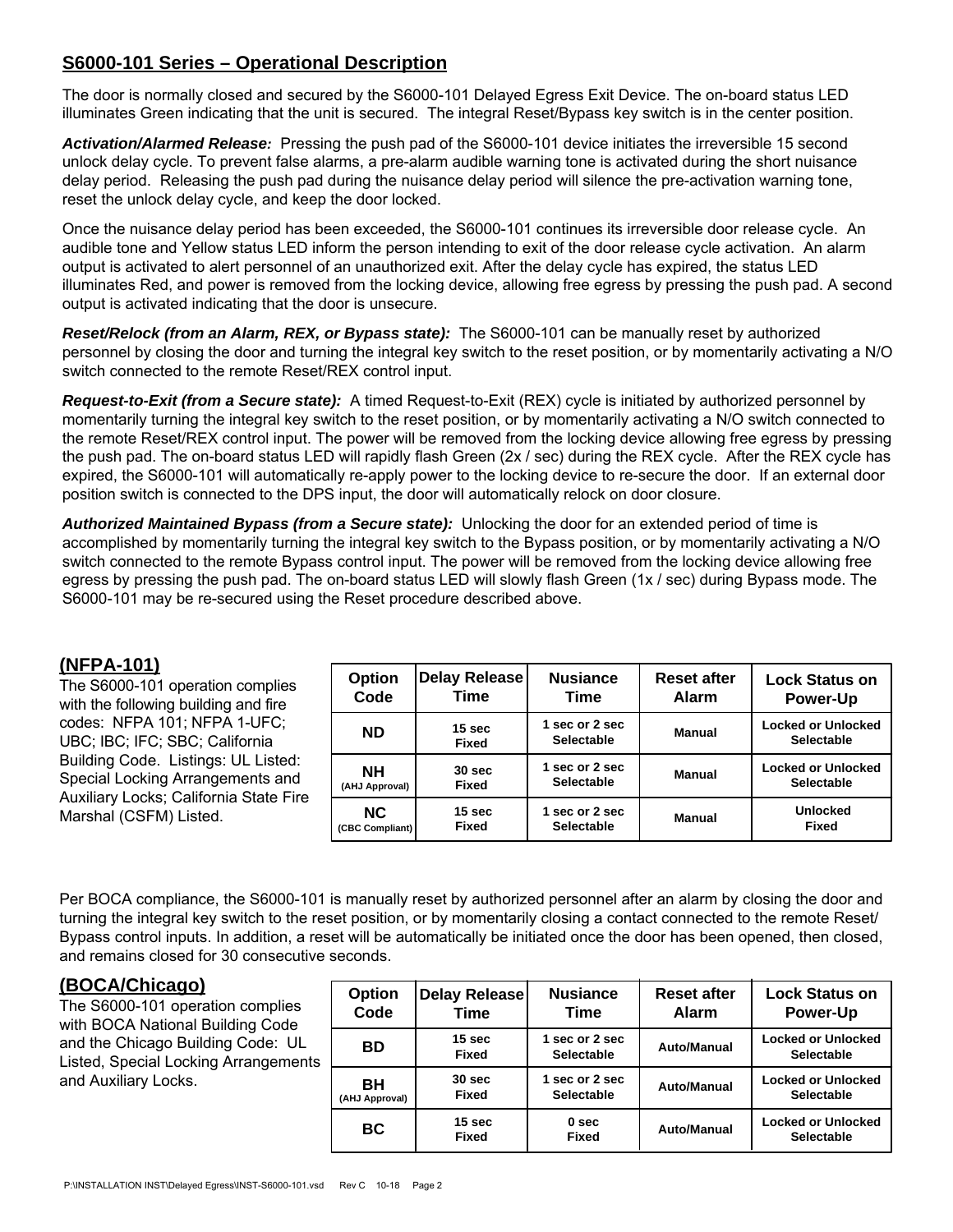## S6000-101 Series – Operational Description

The door is normally closed and secured by the S6000-101 Delayed Egress Exit Device. The on-board status LED illuminates Green indicating that the unit is secured. The integral Reset/Bypass key switch is in the center position.

***Activation/Alarmed Release:*** Pressing the push pad of the S6000-101 device initiates the irreversible 15 second unlock delay cycle. To prevent false alarms, a pre-alarm audible warning tone is activated during the short nuisance delay period. Releasing the push pad during the nuisance delay period will silence the pre-activation warning tone, reset the unlock delay cycle, and keep the door locked.

Once the nuisance delay period has been exceeded, the S6000-101 continues its irreversible door release cycle. An audible tone and Yellow status LED inform the person intending to exit of the door release cycle activation. An alarm output is activated to alert personnel of an unauthorized exit. After the delay cycle has expired, the status LED illuminates Red, and power is removed from the locking device, allowing free egress by pressing the push pad. A second output is activated indicating that the door is unsecure.

***Reset/Relock (from an Alarm, REX, or Bypass state):*** The S6000-101 can be manually reset by authorized personnel by closing the door and turning the integral key switch to the reset position, or by momentarily activating a N/O switch connected to the remote Reset/REX control input.

***Request-to-Exit (from a Secure state):*** A timed Request-to-Exit (REX) cycle is initiated by authorized personnel by momentarily turning the integral key switch to the reset position, or by momentarily activating a N/O switch connected to the remote Reset/REX control input. The power will be removed from the locking device allowing free egress by pressing the push pad. The on-board status LED will rapidly flash Green (2x / sec) during the REX cycle. After the REX cycle has expired, the S6000-101 will automatically re-apply power to the locking device to re-secure the door. If an external door position switch is connected to the DPS input, the door will automatically relock on door closure.

***Authorized Maintained Bypass (from a Secure state):*** Unlocking the door for an extended period of time is accomplished by momentarily turning the integral key switch to the Bypass position, or by momentarily activating a N/O switch connected to the remote Bypass control input. The power will be removed from the locking device allowing free egress by pressing the push pad. The on-board status LED will slowly flash Green (1x / sec) during Bypass mode. The S6000-101 may be re-secured using the Reset procedure described above.

### (NFPA-101)

The S6000-101 operation complies with the following building and fire codes: NFPA 101; NFPA 1-UFC; UBC; IBC; IFC; SBC; California Building Code. Listings: UL Listed: Special Locking Arrangements and Auxiliary Locks; California State Fire Marshal (CSFM) Listed.

| Option Code | Delay Release Time | Nusiance Time | Reset after Alarm | Lock Status on Power-Up |
|---|---|---|---|---|
| ND | 15 sec Fixed | 1 sec or 2 sec Selectable | Manual | Locked or Unlocked Selectable |
| NH (AHJ Approval) | 30 sec Fixed | 1 sec or 2 sec Selectable | Manual | Locked or Unlocked Selectable |
| NC (CBC Compliant) | 15 sec Fixed | 1 sec or 2 sec Selectable | Manual | Unlocked Fixed |

Per BOCA compliance, the S6000-101 is manually reset by authorized personnel after an alarm by closing the door and turning the integral key switch to the reset position, or by momentarily closing a contact connected to the remote Reset/ Bypass control inputs. In addition, a reset will be automatically be initiated once the door has been opened, then closed, and remains closed for 30 consecutive seconds.

### (BOCA/Chicago)

The S6000-101 operation complies with BOCA National Building Code and the Chicago Building Code: UL Listed, Special Locking Arrangements and Auxiliary Locks.

| Option Code | Delay Release Time | Nusiance Time | Reset after Alarm | Lock Status on Power-Up |
|---|---|---|---|---|
| BD | 15 sec Fixed | 1 sec or 2 sec Selectable | Auto/Manual | Locked or Unlocked Selectable |
| BH (AHJ Approval) | 30 sec Fixed | 1 sec or 2 sec Selectable | Auto/Manual | Locked or Unlocked Selectable |
| BC | 15 sec Fixed | 0 sec Fixed | Auto/Manual | Locked or Unlocked Selectable |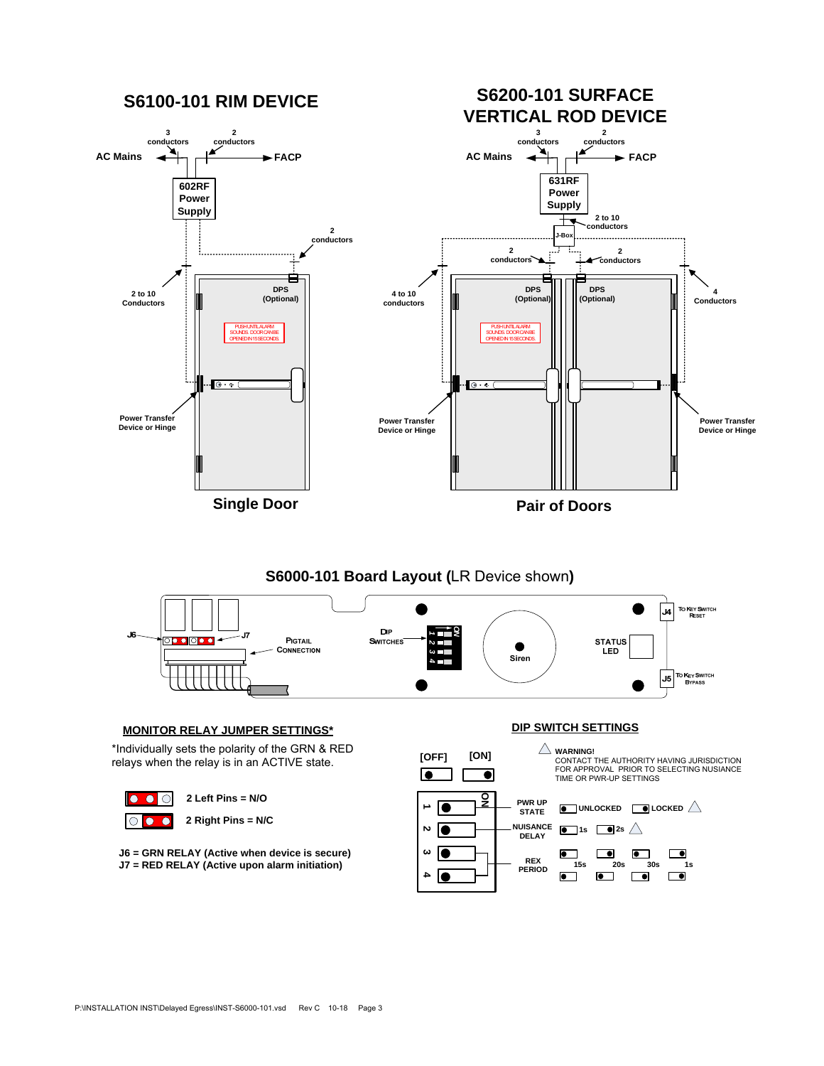## S6100-101 RIM DEVICE

3 conductors
2 conductors
AC Mains
FACP
602RF Power Supply
2 conductors
2 to 10 Conductors
DPS (Optional)
PUSH UNTIL ALARM SOUNDS. DOOR CAN BE OPENED IN 15 SECONDS.
Power Transfer Device or Hinge

**Single Door**

## S6200-101 SURFACE VERTICAL ROD DEVICE

3 conductors
2 conductors
AC Mains
FACP
631RF Power Supply
2 to 10 conductors
J-Box
2 conductors
2 conductors
4 to 10 conductors
4 Conductors
DPS (Optional)
DPS (Optional)
PUSH UNTIL ALARM SOUNDS. DOOR CAN BE OPENED IN 15 SECONDS.
Power Transfer Device or Hinge
Power Transfer Device or Hinge

**Pair of Doors**

## S6000-101 Board Layout (LR Device shown)

J6
J7
Pigtail Connection
DIP Switches
ON
1 2 3 4
Siren
Status LED
J4 To Key Switch Reset
J5 To Key Switch Bypass

### MONITOR RELAY JUMPER SETTINGS*

*Individually sets the polarity of the GRN & RED relays when the relay is in an ACTIVE state.

2 Left Pins = N/O

2 Right Pins = N/C

**J6 = GRN RELAY (Active when device is secure)**
**J7 = RED RELAY (Active upon alarm initiation)**

### DIP SWITCH SETTINGS

[OFF] [ON]

WARNING!
CONTACT THE AUTHORITY HAVING JURISDICTION FOR APPROVAL PRIOR TO SELECTING NUSIANCE TIME OR PWR-UP SETTINGS

| Switch | Setting | Options |
|---|---|---|
| 1 | PWR UP STATE | UNLOCKED / LOCKED ⚠ |
| 2 | NUISANCE DELAY | 1s / 2s ⚠ |
| 3, 4 | REX PERIOD | 15s / 20s / 30s / 1s |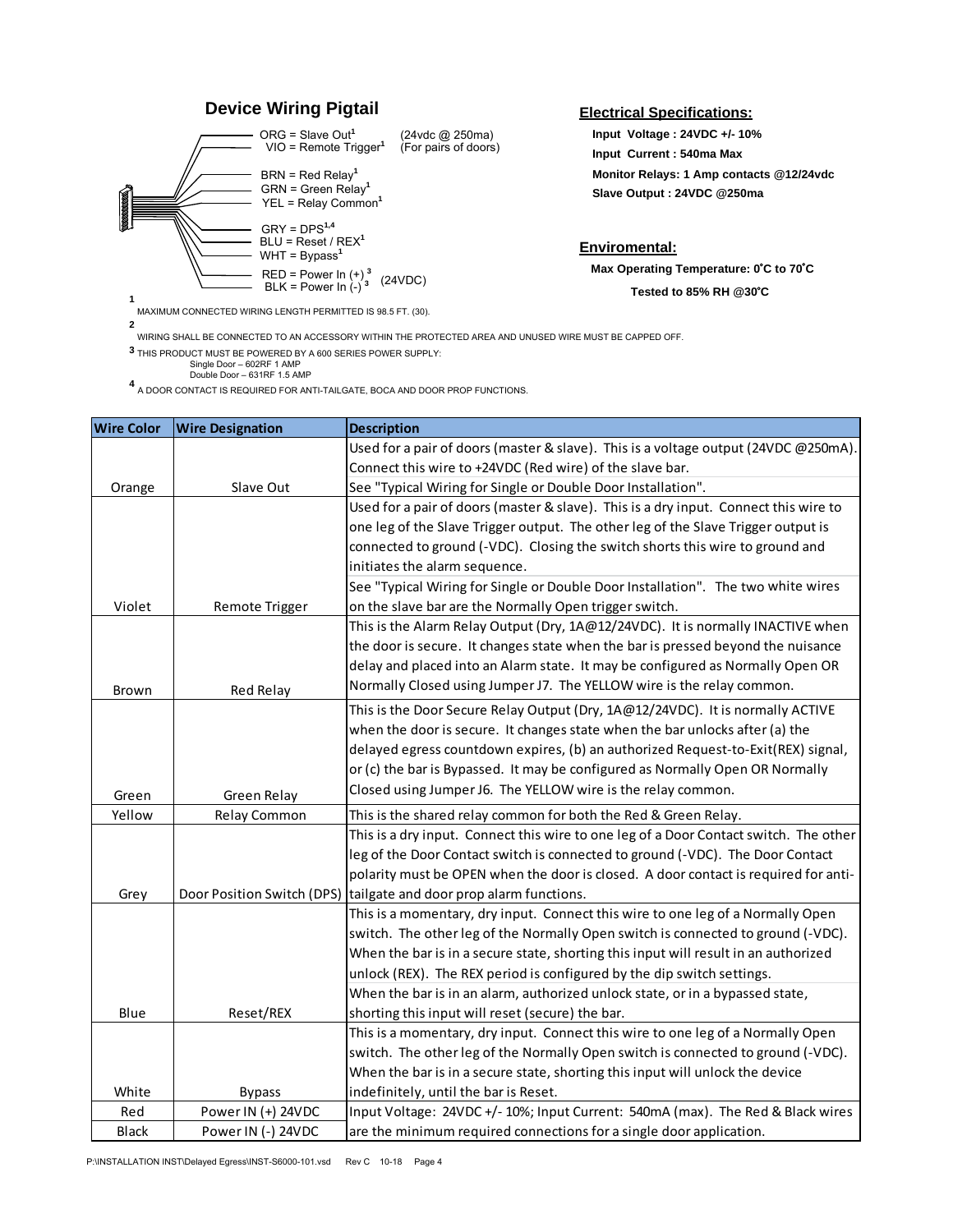## Device Wiring Pigtail

ORG = Slave Out[1] (24vdc @ 250ma)
VIO = Remote Trigger[1] (For pairs of doors)

BRN = Red Relay[1]
GRN = Green Relay[1]
YEL = Relay Common[1]

GRY = DPS[1,4]
BLU = Reset / REX[1]
WHT = Bypass[1]

RED = Power In (+)[3] (24VDC)
BLK = Power In (-)[3]

[1] MAXIMUM CONNECTED WIRING LENGTH PERMITTED IS 98.5 FT. (30).

[2] WIRING SHALL BE CONNECTED TO AN ACCESSORY WITHIN THE PROTECTED AREA AND UNUSED WIRE MUST BE CAPPED OFF.

[3] THIS PRODUCT MUST BE POWERED BY A 600 SERIES POWER SUPPLY:
Single Door – 602RF 1 AMP
Double Door – 631RF 1.5 AMP

[4] A DOOR CONTACT IS REQUIRED FOR ANTI-TAILGATE, BOCA AND DOOR PROP FUNCTIONS.

## Electrical Specifications:

**Input Voltage : 24VDC +/- 10%**
**Input Current : 540ma Max**
**Monitor Relays: 1 Amp contacts @12/24vdc**
**Slave Output : 24VDC @250ma**

## Enviromental:

**Max Operating Temperature: 0˚C to 70˚C**
**Tested to 85% RH @30˚C**

| Wire Color | Wire Designation | Description |
|---|---|---|
| Orange | Slave Out | Used for a pair of doors (master & slave). This is a voltage output (24VDC @250mA). Connect this wire to +24VDC (Red wire) of the slave bar. See "Typical Wiring for Single or Double Door Installation". |
| Violet | Remote Trigger | Used for a pair of doors (master & slave). This is a dry input. Connect this wire to one leg of the Slave Trigger output. The other leg of the Slave Trigger output is connected to ground (-VDC). Closing the switch shorts this wire to ground and initiates the alarm sequence. See "Typical Wiring for Single or Double Door Installation". The two white wires on the slave bar are the Normally Open trigger switch. |
| Brown | Red Relay | This is the Alarm Relay Output (Dry, 1A@12/24VDC). It is normally INACTIVE when the door is secure. It changes state when the bar is pressed beyond the nuisance delay and placed into an Alarm state. It may be configured as Normally Open OR Normally Closed using Jumper J7. The YELLOW wire is the relay common. |
| Green | Green Relay | This is the Door Secure Relay Output (Dry, 1A@12/24VDC). It is normally ACTIVE when the door is secure. It changes state when the bar unlocks after (a) the delayed egress countdown expires, (b) an authorized Request-to-Exit(REX) signal, or (c) the bar is Bypassed. It may be configured as Normally Open OR Normally Closed using Jumper J6. The YELLOW wire is the relay common. |
| Yellow | Relay Common | This is the shared relay common for both the Red & Green Relay. |
| Grey | Door Position Switch (DPS) | This is a dry input. Connect this wire to one leg of a Door Contact switch. The other leg of the Door Contact switch is connected to ground (-VDC). The Door Contact polarity must be OPEN when the door is closed. A door contact is required for anti-tailgate and door prop alarm functions. |
| Blue | Reset/REX | This is a momentary, dry input. Connect this wire to one leg of a Normally Open switch. The other leg of the Normally Open switch is connected to ground (-VDC). When the bar is in a secure state, shorting this input will result in an authorized unlock (REX). The REX period is configured by the dip switch settings. When the bar is in an alarm, authorized unlock state, or in a bypassed state, shorting this input will reset (secure) the bar. |
| White | Bypass | This is a momentary, dry input. Connect this wire to one leg of a Normally Open switch. The other leg of the Normally Open switch is connected to ground (-VDC). When the bar is in a secure state, shorting this input will unlock the device indefinitely, until the bar is Reset. |
| Red | Power IN (+) 24VDC | Input Voltage: 24VDC +/- 10%; Input Current: 540mA (max). The Red & Black wires are the minimum required connections for a single door application. |
| Black | Power IN (-) 24VDC | |

P:\INSTALLATION INST\Delayed Egress\INST-S6000-101.vsd Rev C 10-18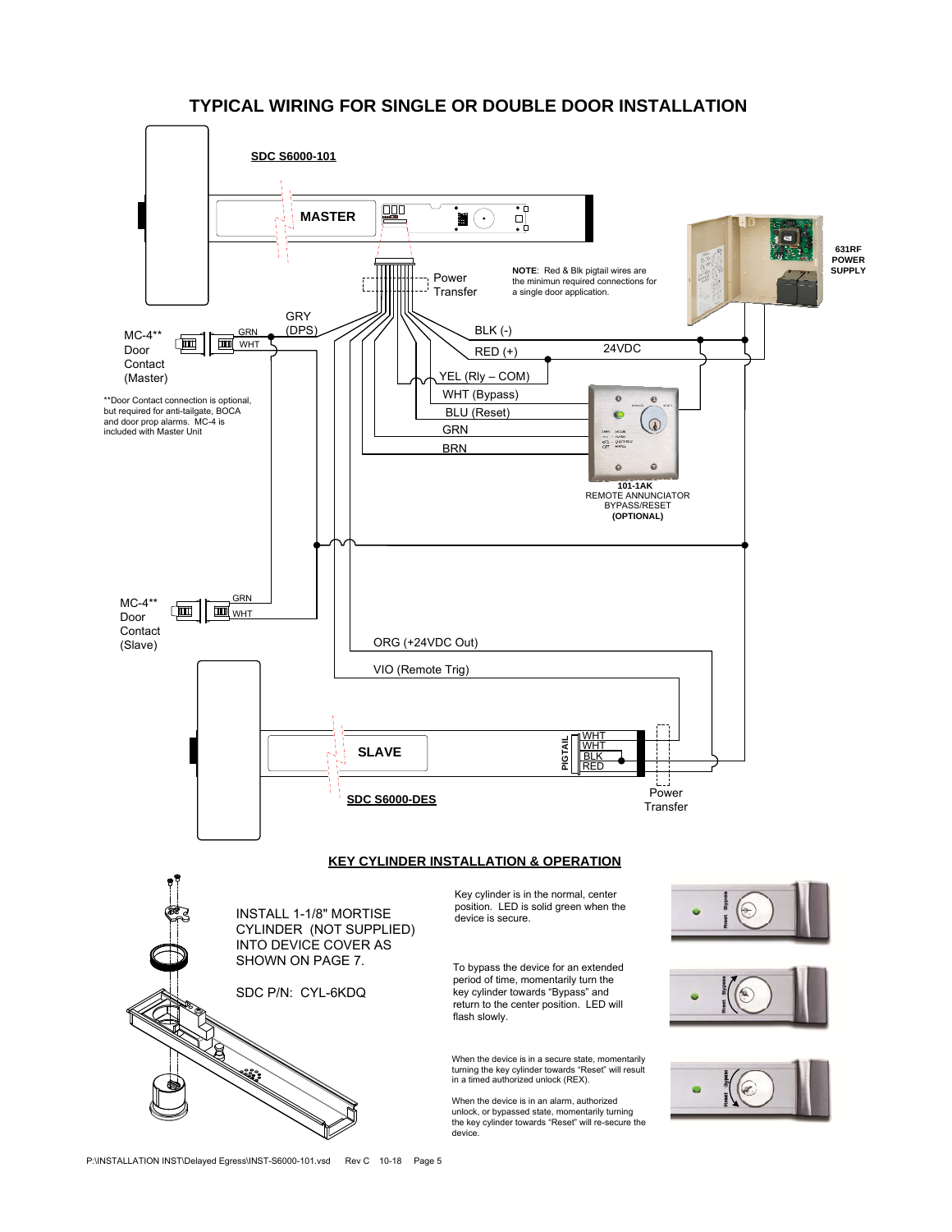# TYPICAL WIRING FOR SINGLE OR DOUBLE DOOR INSTALLATION

**SDC S6000-101**

MASTER

Power Transfer

**NOTE**: Red & Blk pigtail wires are the minimun required connections for a single door application.

**631RF POWER SUPPLY**

MC-4** Door Contact (Master)

GRN

WHT

GRY (DPS)

BLK (-)

RED (+)

24VDC

YEL (Rly – COM)

WHT (Bypass)

BLU (Reset)

GRN

BRN

**Door Contact connection is optional, but required for anti-tailgate, BOCA and door prop alarms. MC-4 is included with Master Unit

**101-1AK**
REMOTE ANNUNCIATOR
BYPASS/RESET
**(OPTIONAL)**

MC-4** Door Contact (Slave)

GRN

WHT

ORG (+24VDC Out)

VIO (Remote Trig)

SLAVE

PIGTAIL

WHT
WHT
BLK
RED

**SDC S6000-DES**

Power Transfer

## KEY CYLINDER INSTALLATION & OPERATION

INSTALL 1-1/8" MORTISE CYLINDER (NOT SUPPLIED) INTO DEVICE COVER AS SHOWN ON PAGE 7.

SDC P/N: CYL-6KDQ

Key cylinder is in the normal, center position. LED is solid green when the device is secure.

To bypass the device for an extended period of time, momentarily turn the key cylinder towards "Bypass" and return to the center position. LED will flash slowly.

When the device is in a secure state, momentarily turning the key cylinder towards "Reset" will result in a timed authorized unlock (REX).

When the device is in an alarm, authorized unlock, or bypassed state, momentarily turning the key cylinder towards "Reset" will re-secure the device.

P:\INSTALLATION INST\Delayed Egress\INST-S6000-101.vsd Rev C 10-18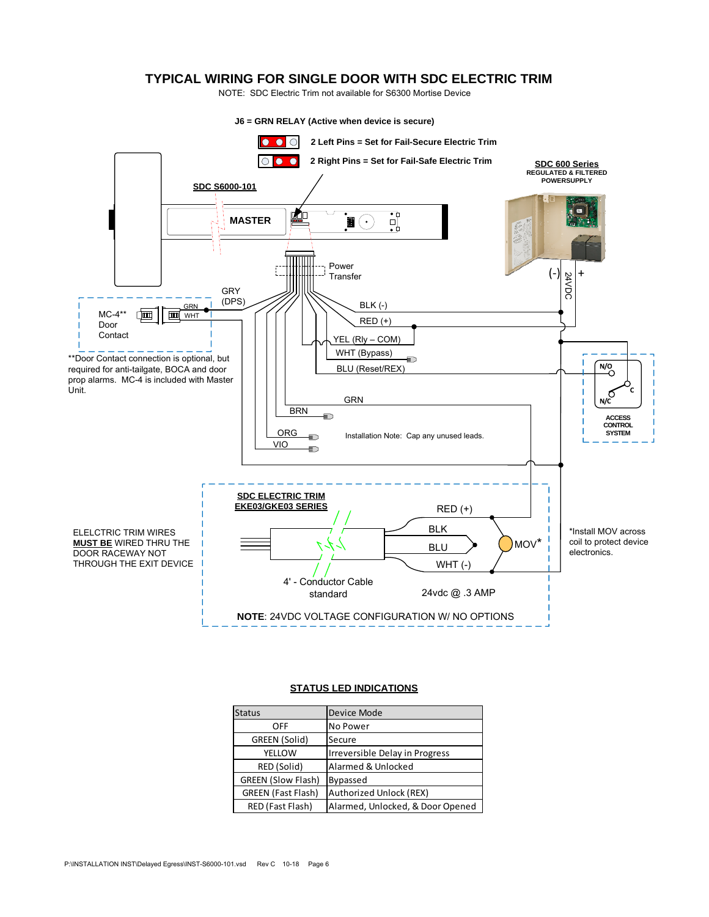# TYPICAL WIRING FOR SINGLE DOOR WITH SDC ELECTRIC TRIM

NOTE: SDC Electric Trim not available for S6300 Mortise Device

**J6 = GRN RELAY (Active when device is secure)**

**2 Left Pins = Set for Fail-Secure Electric Trim**

**2 Right Pins = Set for Fail-Safe Electric Trim**

**SDC S6000-101**

**MASTER**

**SDC 600 Series**
**REGULATED & FILTERED POWERSUPPLY**

(-) 24VDC +

Power Transfer

GRY (DPS)

MC-4** Door Contact

GRN

WHT

BLK (-)

RED (+)

YEL (Rly – COM)

WHT (Bypass)

BLU (Reset/REX)

GRN

BRN

ORG

VIO

**Door Contact connection is optional, but required for anti-tailgate, BOCA and door prop alarms. MC-4 is included with Master Unit.

Installation Note: Cap any unused leads.

N/O

C

N/C

ACCESS CONTROL SYSTEM

**SDC ELECTRIC TRIM**
**EKE03/GKE03 SERIES**

RED (+)

BLK

BLU

WHT (-)

MOV*

*Install MOV across coil to protect device electronics.

ELELCTRIC TRIM WIRES **MUST BE** WIRED THRU THE DOOR RACEWAY NOT THROUGH THE EXIT DEVICE

4' - Conductor Cable standard

24vdc @ .3 AMP

**NOTE**: 24VDC VOLTAGE CONFIGURATION W/ NO OPTIONS

## STATUS LED INDICATIONS

| Status | Device Mode |
|---|---|
| OFF | No Power |
| GREEN (Solid) | Secure |
| YELLOW | Irreversible Delay in Progress |
| RED (Solid) | Alarmed & Unlocked |
| GREEN (Slow Flash) | Bypassed |
| GREEN (Fast Flash) | Authorized Unlock (REX) |
| RED (Fast Flash) | Alarmed, Unlocked, & Door Opened |

P:\INSTALLATION INST\Delayed Egress\INST-S6000-101.vsd Rev C 10-18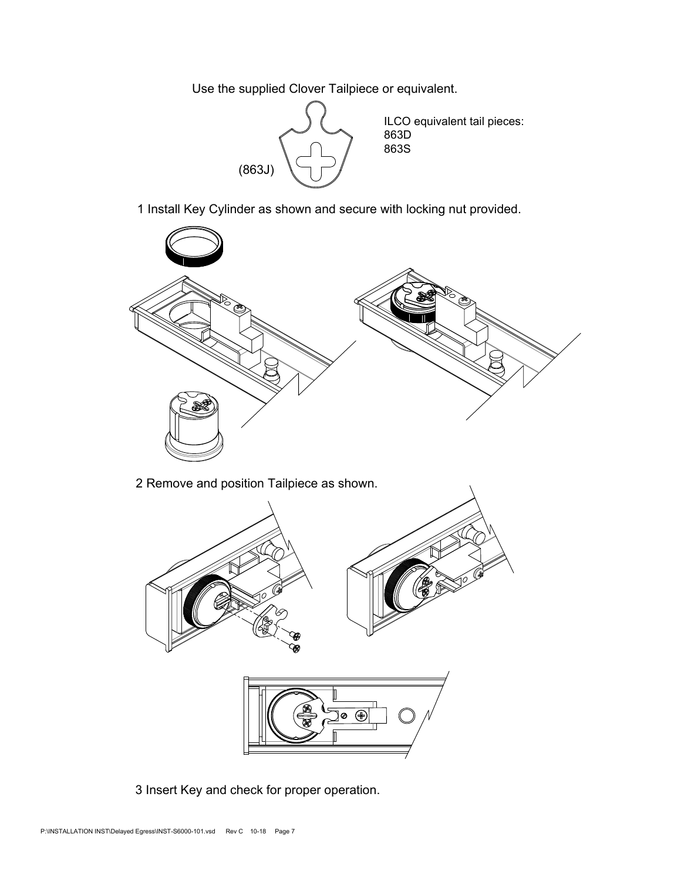Use the supplied Clover Tailpiece or equivalent.

(863J)

ILCO equivalent tail pieces:
863D
863S

1 Install Key Cylinder as shown and secure with locking nut provided.

2 Remove and position Tailpiece as shown.

3 Insert Key and check for proper operation.